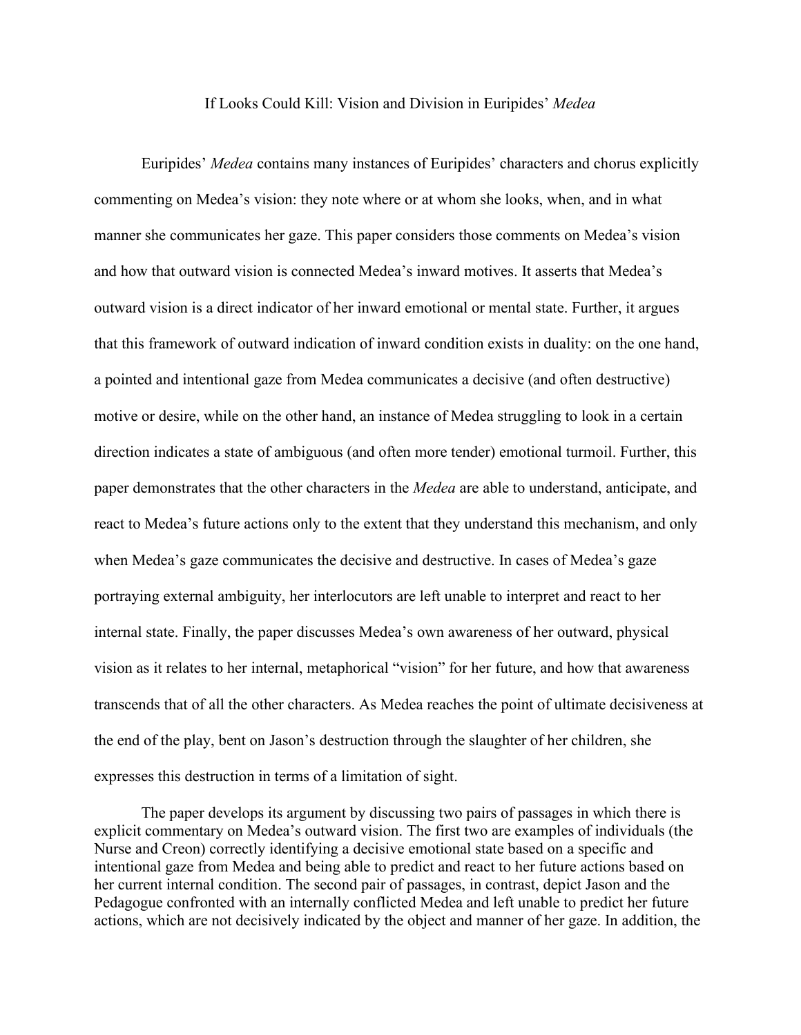# If Looks Could Kill: Vision and Division in Euripides' *Medea*

Euripides' *Medea* contains many instances of Euripides' characters and chorus explicitly commenting on Medea's vision: they note where or at whom she looks, when, and in what manner she communicates her gaze. This paper considers those comments on Medea's vision and how that outward vision is connected Medea's inward motives. It asserts that Medea's outward vision is a direct indicator of her inward emotional or mental state. Further, it argues that this framework of outward indication of inward condition exists in duality: on the one hand, a pointed and intentional gaze from Medea communicates a decisive (and often destructive) motive or desire, while on the other hand, an instance of Medea struggling to look in a certain direction indicates a state of ambiguous (and often more tender) emotional turmoil. Further, this paper demonstrates that the other characters in the *Medea* are able to understand, anticipate, and react to Medea's future actions only to the extent that they understand this mechanism, and only when Medea's gaze communicates the decisive and destructive. In cases of Medea's gaze portraying external ambiguity, her interlocutors are left unable to interpret and react to her internal state. Finally, the paper discusses Medea's own awareness of her outward, physical vision as it relates to her internal, metaphorical "vision" for her future, and how that awareness transcends that of all the other characters. As Medea reaches the point of ultimate decisiveness at the end of the play, bent on Jason's destruction through the slaughter of her children, she expresses this destruction in terms of a limitation of sight.

The paper develops its argument by discussing two pairs of passages in which there is explicit commentary on Medea's outward vision. The first two are examples of individuals (the Nurse and Creon) correctly identifying a decisive emotional state based on a specific and intentional gaze from Medea and being able to predict and react to her future actions based on her current internal condition. The second pair of passages, in contrast, depict Jason and the Pedagogue confronted with an internally conflicted Medea and left unable to predict her future actions, which are not decisively indicated by the object and manner of her gaze. In addition, the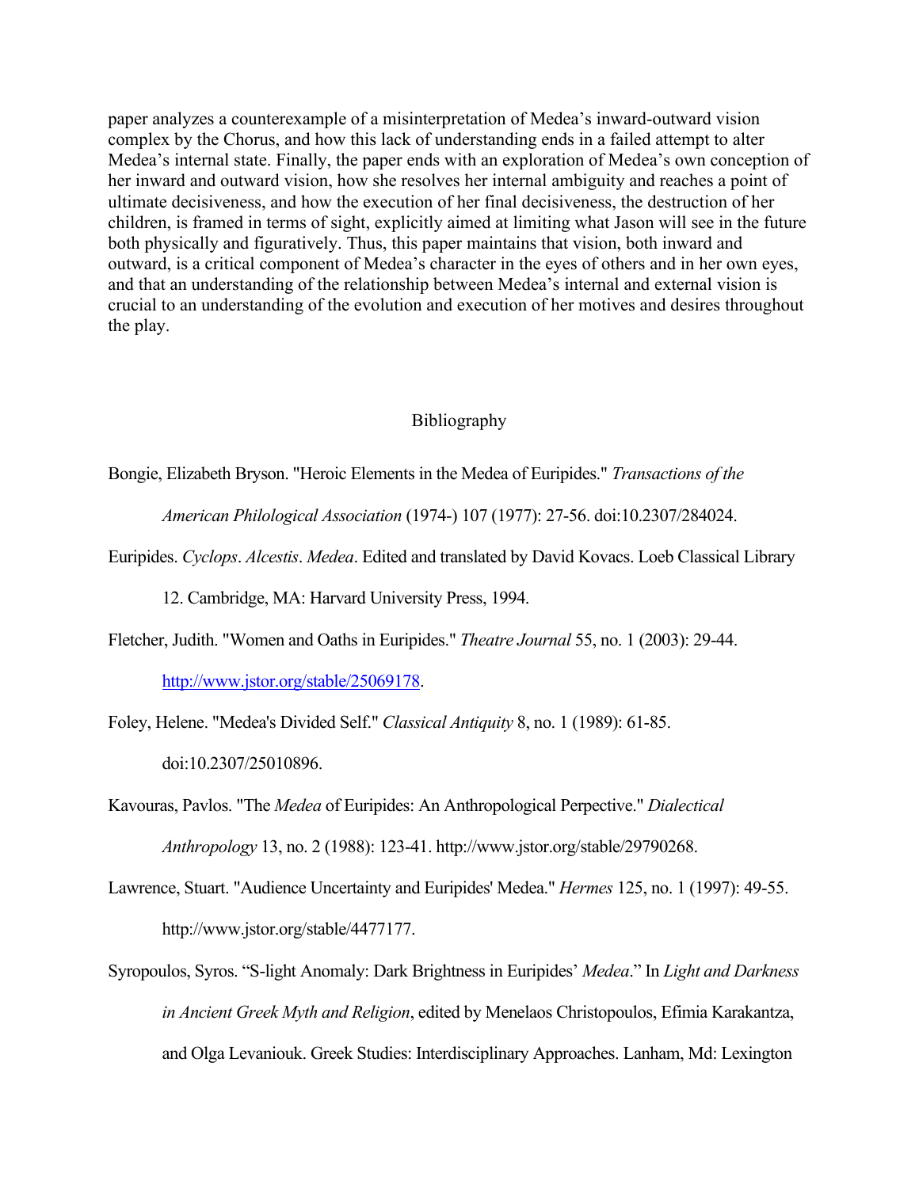paper analyzes a counterexample of a misinterpretation of Medea's inward-outward vision complex by the Chorus, and how this lack of understanding ends in a failed attempt to alter Medea's internal state. Finally, the paper ends with an exploration of Medea's own conception of her inward and outward vision, how she resolves her internal ambiguity and reaches a point of ultimate decisiveness, and how the execution of her final decisiveness, the destruction of her children, is framed in terms of sight, explicitly aimed at limiting what Jason will see in the future both physically and figuratively. Thus, this paper maintains that vision, both inward and outward, is a critical component of Medea's character in the eyes of others and in her own eyes, and that an understanding of the relationship between Medea's internal and external vision is crucial to an understanding of the evolution and execution of her motives and desires throughout the play.

## Bibliography

Bongie, Elizabeth Bryson. "Heroic Elements in the Medea of Euripides." *Transactions of the American Philological Association* (1974-) 107 (1977): 27-56. doi:10.2307/284024.

Euripides. *Cyclops*. *Alcestis*. *Medea*. Edited and translated by David Kovacs. Loeb Classical Library 12. Cambridge, MA: Harvard University Press, 1994.

Fletcher, Judith. "Women and Oaths in Euripides." *Theatre Journal* 55, no. 1 (2003): 29-44. http://www.jstor.org/stable/25069178.

Foley, Helene. "Medea's Divided Self." *Classical Antiquity* 8, no. 1 (1989): 61-85. doi:10.2307/25010896.

Kavouras, Pavlos. "The *Medea* of Euripides: An Anthropological Perpective." *Dialectical Anthropology* 13, no. 2 (1988): 123-41. http://www.jstor.org/stable/29790268.

Lawrence, Stuart. "Audience Uncertainty and Euripides' Medea." *Hermes* 125, no. 1 (1997): 49-55. http://www.jstor.org/stable/4477177.

Syropoulos, Syros. "S-light Anomaly: Dark Brightness in Euripides' *Medea*." In *Light and Darkness in Ancient Greek Myth and Religion*, edited by Menelaos Christopoulos, Efimia Karakantza, and Olga Levaniouk. Greek Studies: Interdisciplinary Approaches. Lanham, Md: Lexington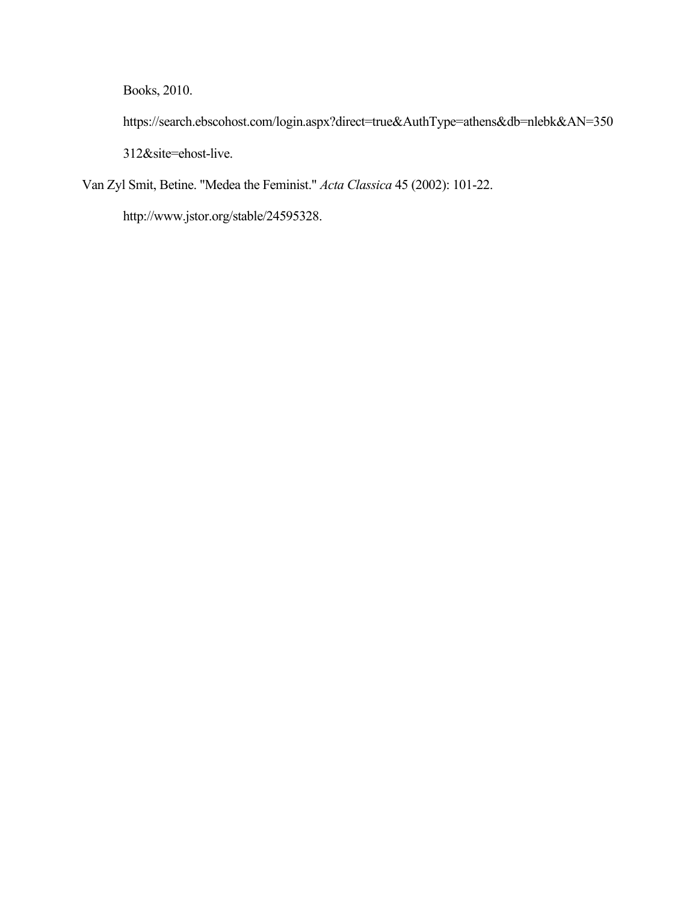Books, 2010. https://search.ebscohost.com/login.aspx?direct=true&AuthType=athens&db=nlebk&AN=350312&site=ehost-live.

Van Zyl Smit, Betine. "Medea the Feminist." *Acta Classica* 45 (2002): 101-22. http://www.jstor.org/stable/24595328.